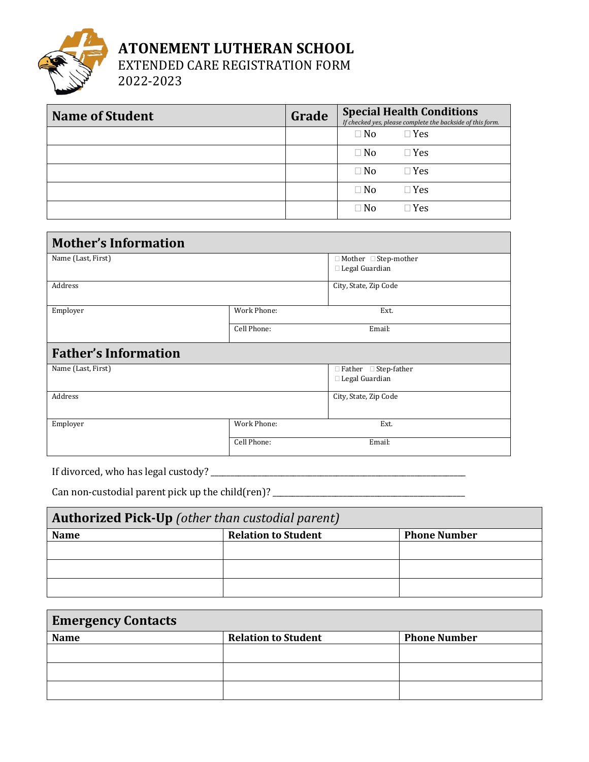# ATONEMENT LUTHERAN SCHOOL

## EXTENDED CARE REGISTRATION FORM

## 2022-2023

| Name of Student | Grade | Special Health Conditions *If checked yes, please complete the backside of this form.* |
|---|---|---|
| | | ☐ No ☐ Yes |
| | | ☐ No ☐ Yes |
| | | ☐ No ☐ Yes |
| | | ☐ No ☐ Yes |
| | | ☐ No ☐ Yes |

## Mother's Information

| | | |
|---|---|---|
| Name (Last, First) | | ☐ Mother ☐ Step-mother ☐ Legal Guardian |
| Address | | City, State, Zip Code |
| Employer | Work Phone: | Ext. |
| | Cell Phone: | Email: |

## Father's Information

| | | |
|---|---|---|
| Name (Last, First) | | ☐ Father ☐ Step-father ☐ Legal Guardian |
| Address | | City, State, Zip Code |
| Employer | Work Phone: | Ext. |
| | Cell Phone: | Email: |

If divorced, who has legal custody? ___________________________________________________

Can non-custodial parent pick up the child(ren)? ________________________________________

## Authorized Pick-Up *(other than custodial parent)*

| Name | Relation to Student | Phone Number |
|---|---|---|
| | | |
| | | |
| | | |

## Emergency Contacts

| Name | Relation to Student | Phone Number |
|---|---|---|
| | | |
| | | |
| | | |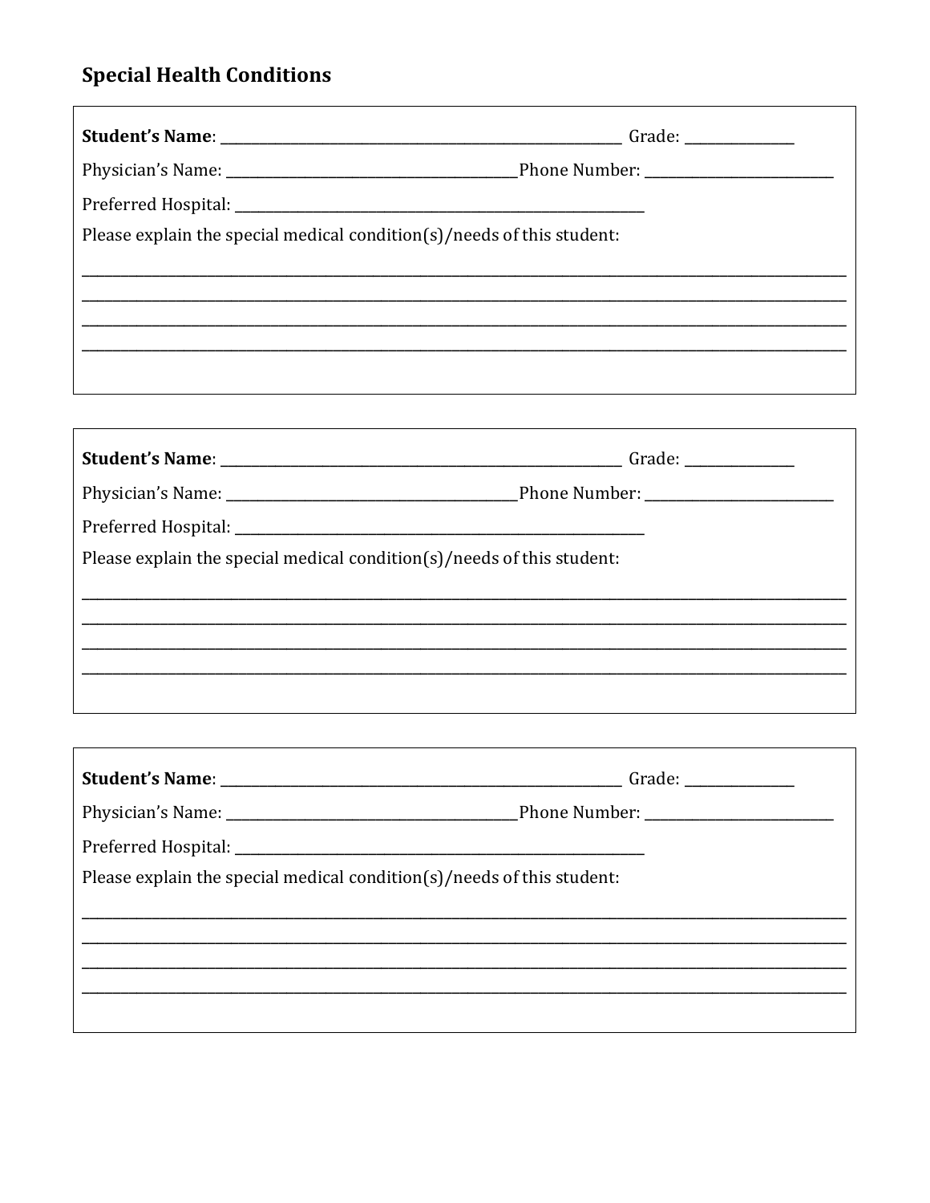## Special Health Conditions

**Student's Name**: ______________________________ Grade: ____________

Physician's Name: ______________________________Phone Number: ______________________

Preferred Hospital: ______________________________

Please explain the special medical condition(s)/needs of this student:

________________________________________________________________________________

________________________________________________________________________________

________________________________________________________________________________

________________________________________________________________________________

---

**Student's Name**: ______________________________ Grade: ____________

Physician's Name: ______________________________Phone Number: ______________________

Preferred Hospital: ______________________________

Please explain the special medical condition(s)/needs of this student:

________________________________________________________________________________

________________________________________________________________________________

________________________________________________________________________________

________________________________________________________________________________

---

**Student's Name**: ______________________________ Grade: ____________

Physician's Name: ______________________________Phone Number: ______________________

Preferred Hospital: ______________________________

Please explain the special medical condition(s)/needs of this student:

________________________________________________________________________________

________________________________________________________________________________

________________________________________________________________________________

________________________________________________________________________________